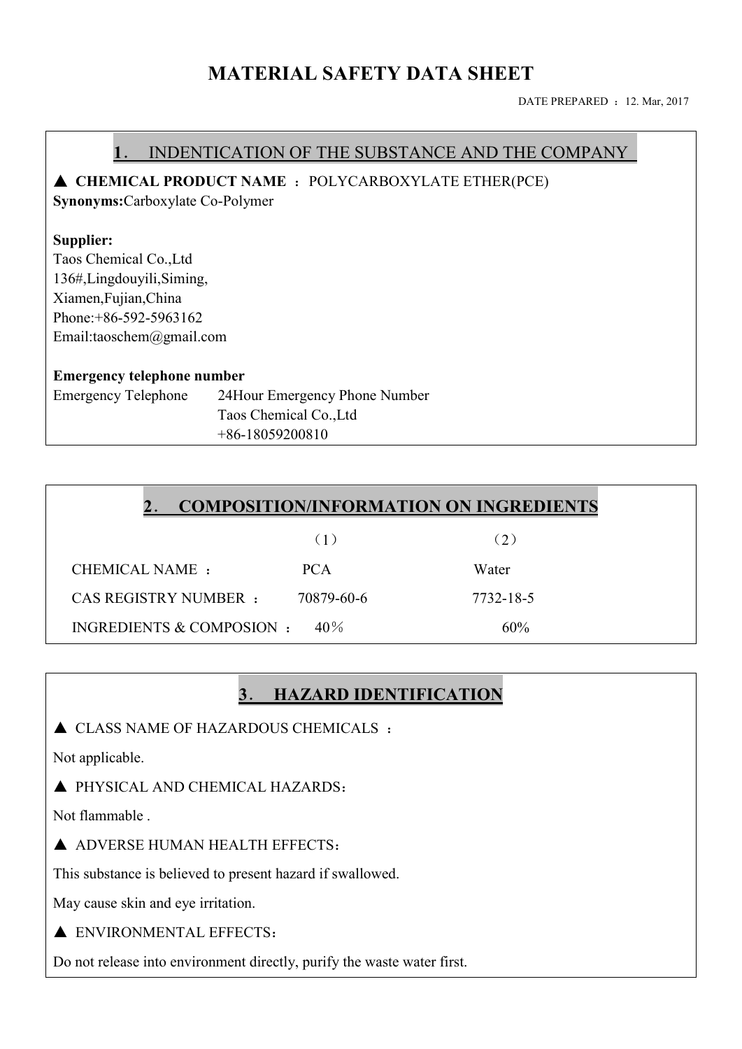# MATERIAL SAFETY DATA SHEET

DATE PREPARED ： 12. Mar, 2017

## 1． INDENTICATION OF THE SUBSTANCE AND THE COMPANY

▲ **CHEMICAL PRODUCT NAME** ： POLYCARBOXYLATE ETHER(PCE)

**Synonyms:**Carboxylate Co-Polymer

**Supplier:**

Taos Chemical Co.,Ltd

136#,Lingdouyili,Siming,

Xiamen,Fujian,China

Phone:+86-592-5963162

Email:taoschem@gmail.com

**Emergency telephone number**

Emergency Telephone　24Hour Emergency Phone Number

Taos Chemical Co.,Ltd

+86-18059200810

## 2． COMPOSITION/INFORMATION ON INGREDIENTS

| | （1） | （2） |
|---|---|---|
| CHEMICAL NAME ： | PCA | Water |
| CAS REGISTRY NUMBER ： | 70879-60-6 | 7732-18-5 |
| INGREDIENTS & COMPOSION ： | 40％ | 60% |

## 3． HAZARD IDENTIFICATION

▲ CLASS NAME OF HAZARDOUS CHEMICALS ：

Not applicable.

▲ PHYSICAL AND CHEMICAL HAZARDS：

Not flammable .

▲ ADVERSE HUMAN HEALTH EFFECTS：

This substance is believed to present hazard if swallowed.

May cause skin and eye irritation.

▲ ENVIRONMENTAL EFFECTS：

Do not release into environment directly, purify the waste water first.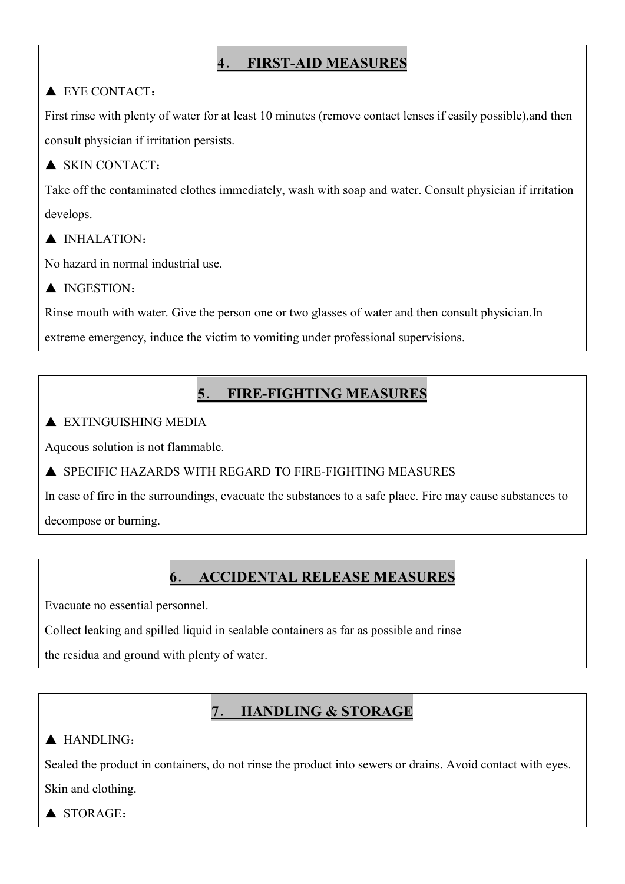## 4． FIRST-AID MEASURES

▲ EYE CONTACT：

First rinse with plenty of water for at least 10 minutes (remove contact lenses if easily possible),and then consult physician if irritation persists.

▲ SKIN CONTACT：

Take off the contaminated clothes immediately, wash with soap and water. Consult physician if irritation develops.

▲ INHALATION：

No hazard in normal industrial use.

▲ INGESTION：

Rinse mouth with water. Give the person one or two glasses of water and then consult physician.In extreme emergency, induce the victim to vomiting under professional supervisions.

## 5． FIRE-FIGHTING MEASURES

▲ EXTINGUISHING MEDIA

Aqueous solution is not flammable.

▲ SPECIFIC HAZARDS WITH REGARD TO FIRE-FIGHTING MEASURES

In case of fire in the surroundings, evacuate the substances to a safe place. Fire may cause substances to decompose or burning.

## 6． ACCIDENTAL RELEASE MEASURES

Evacuate no essential personnel.

Collect leaking and spilled liquid in sealable containers as far as possible and rinse the residua and ground with plenty of water.

## 7． HANDLING & STORAGE

▲ HANDLING：

Sealed the product in containers, do not rinse the product into sewers or drains. Avoid contact with eyes. Skin and clothing.

▲ STORAGE：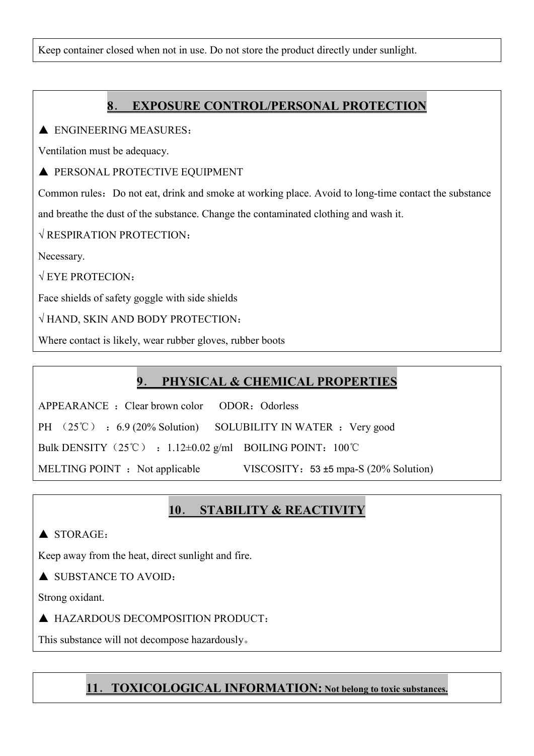Keep container closed when not in use. Do not store the product directly under sunlight.

## 8． EXPOSURE CONTROL/PERSONAL PROTECTION

▲ ENGINEERING MEASURES：

Ventilation must be adequacy.

▲ PERSONAL PROTECTIVE EQUIPMENT

Common rules：Do not eat, drink and smoke at working place. Avoid to long-time contact the substance and breathe the dust of the substance. Change the contaminated clothing and wash it.

√ RESPIRATION PROTECTION：

Necessary.

√ EYE PROTECION：

Face shields of safety goggle with side shields

√ HAND, SKIN AND BODY PROTECTION：

Where contact is likely, wear rubber gloves, rubber boots

## 9． PHYSICAL & CHEMICAL PROPERTIES

APPEARANCE ：Clear brown color ODOR：Odorless

PH （25℃） ：6.9 (20% Solution) SOLUBILITY IN WATER ：Very good

Bulk DENSITY（25℃） ：1.12±0.02 g/ml BOILING POINT：100℃

MELTING POINT ：Not applicable VISCOSITY：53 ±5 mpa-S (20% Solution)

## 10． STABILITY & REACTIVITY

▲ STORAGE：

Keep away from the heat, direct sunlight and fire.

▲ SUBSTANCE TO AVOID：

Strong oxidant.

▲ HAZARDOUS DECOMPOSITION PRODUCT：

This substance will not decompose hazardously。

## 11． TOXICOLOGICAL INFORMATION: Not belong to toxic substances.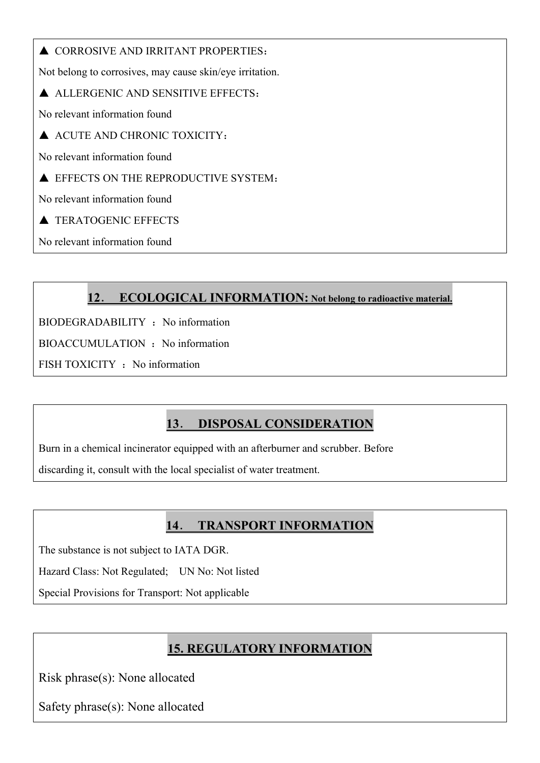▲ CORROSIVE AND IRRITANT PROPERTIES：

Not belong to corrosives, may cause skin/eye irritation.

▲ ALLERGENIC AND SENSITIVE EFFECTS：

No relevant information found

▲ ACUTE AND CHRONIC TOXICITY：

No relevant information found

▲ EFFECTS ON THE REPRODUCTIVE SYSTEM：

No relevant information found

▲ TERATOGENIC EFFECTS

No relevant information found

## 12． ECOLOGICAL INFORMATION: Not belong to radioactive material.

BIODEGRADABILITY ：No information

BIOACCUMULATION ：No information

FISH TOXICITY ：No information

## 13． DISPOSAL CONSIDERATION

Burn in a chemical incinerator equipped with an afterburner and scrubber. Before discarding it, consult with the local specialist of water treatment.

## 14． TRANSPORT INFORMATION

The substance is not subject to IATA DGR.

Hazard Class: Not Regulated; UN No: Not listed

Special Provisions for Transport: Not applicable

## 15. REGULATORY INFORMATION

Risk phrase(s): None allocated

Safety phrase(s): None allocated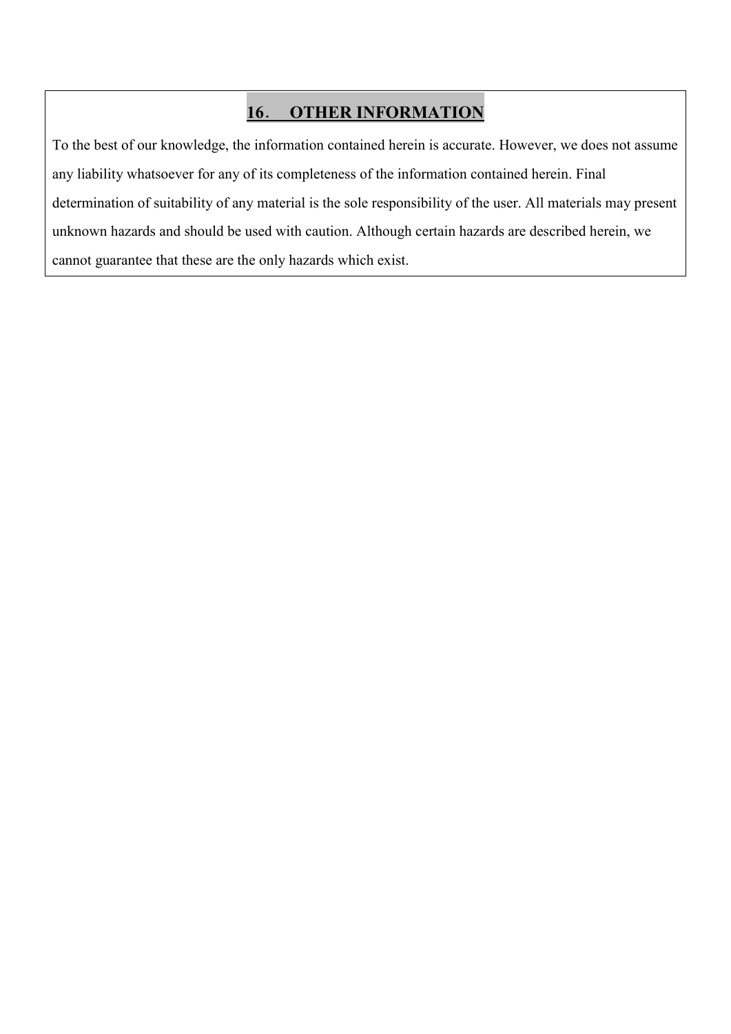## 16. OTHER INFORMATION

To the best of our knowledge, the information contained herein is accurate. However, we does not assume any liability whatsoever for any of its completeness of the information contained herein. Final determination of suitability of any material is the sole responsibility of the user. All materials may present unknown hazards and should be used with caution. Although certain hazards are described herein, we cannot guarantee that these are the only hazards which exist.